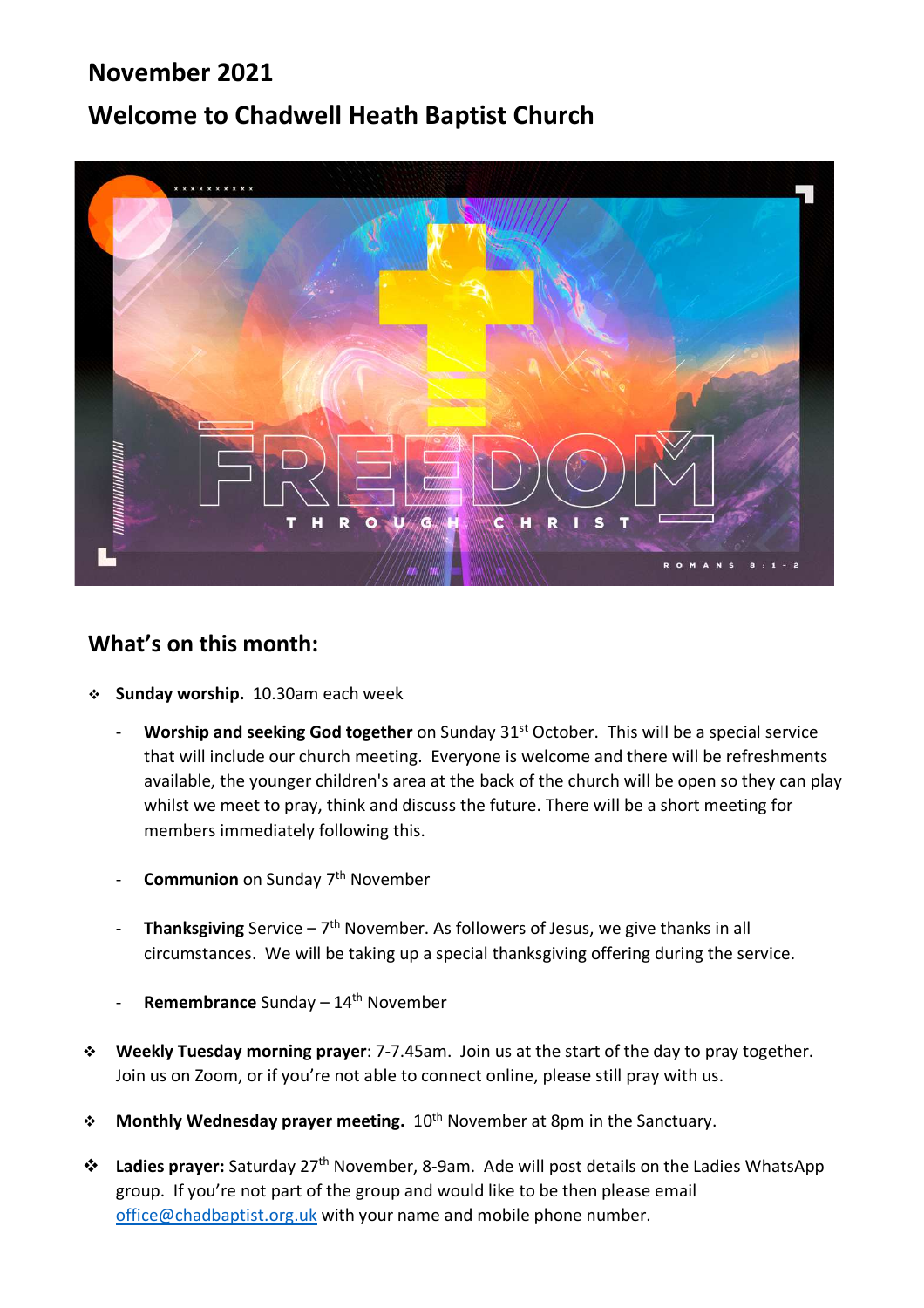# November 2021

# Welcome to Chadwell Heath Baptist Church

## What's on this month:

- **Sunday worship.** 10.30am each week
  - **Worship and seeking God together** on Sunday 31st October. This will be a special service that will include our church meeting. Everyone is welcome and there will be refreshments available, the younger children's area at the back of the church will be open so they can play whilst we meet to pray, think and discuss the future. There will be a short meeting for members immediately following this.
  - **Communion** on Sunday 7th November
  - **Thanksgiving** Service – 7th November. As followers of Jesus, we give thanks in all circumstances. We will be taking up a special thanksgiving offering during the service.
  - **Remembrance** Sunday – 14th November
- **Weekly Tuesday morning prayer**: 7-7.45am. Join us at the start of the day to pray together. Join us on Zoom, or if you're not able to connect online, please still pray with us.
- **Monthly Wednesday prayer meeting.** 10th November at 8pm in the Sanctuary.
- **Ladies prayer:** Saturday 27th November, 8-9am. Ade will post details on the Ladies WhatsApp group. If you're not part of the group and would like to be then please email office@chadbaptist.org.uk with your name and mobile phone number.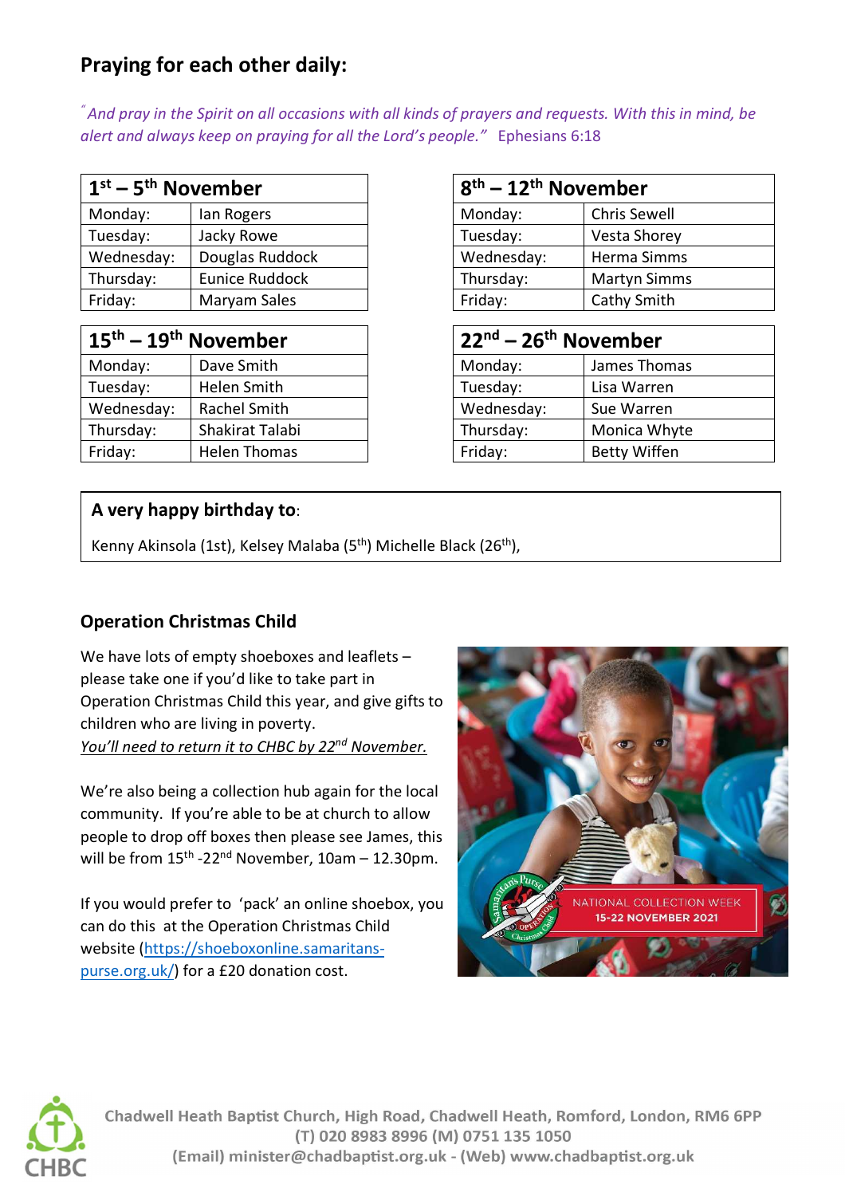## Praying for each other daily:

*"And pray in the Spirit on all occasions with all kinds of prayers and requests. With this in mind, be alert and always keep on praying for all the Lord's people."* Ephesians 6:18

| 1st – 5th November | |
|---|---|
| Monday: | Ian Rogers |
| Tuesday: | Jacky Rowe |
| Wednesday: | Douglas Ruddock |
| Thursday: | Eunice Ruddock |
| Friday: | Maryam Sales |

| 8th – 12th November | |
|---|---|
| Monday: | Chris Sewell |
| Tuesday: | Vesta Shorey |
| Wednesday: | Herma Simms |
| Thursday: | Martyn Simms |
| Friday: | Cathy Smith |

| 15th – 19th November | |
|---|---|
| Monday: | Dave Smith |
| Tuesday: | Helen Smith |
| Wednesday: | Rachel Smith |
| Thursday: | Shakirat Talabi |
| Friday: | Helen Thomas |

| 22nd – 26th November | |
|---|---|
| Monday: | James Thomas |
| Tuesday: | Lisa Warren |
| Wednesday: | Sue Warren |
| Thursday: | Monica Whyte |
| Friday: | Betty Wiffen |

**A very happy birthday to**:

Kenny Akinsola (1st), Kelsey Malaba (5th) Michelle Black (26th),

### Operation Christmas Child

We have lots of empty shoeboxes and leaflets – please take one if you'd like to take part in Operation Christmas Child this year, and give gifts to children who are living in poverty.
*You'll need to return it to CHBC by 22nd November.*

We're also being a collection hub again for the local community. If you're able to be at church to allow people to drop off boxes then please see James, this will be from 15th -22nd November, 10am – 12.30pm.

If you would prefer to 'pack' an online shoebox, you can do this at the Operation Christmas Child website (https://shoeboxonline.samaritans-purse.org.uk/) for a £20 donation cost.

NATIONAL COLLECTION WEEK
15-22 NOVEMBER 2021

Chadwell Heath Baptist Church, High Road, Chadwell Heath, Romford, London, RM6 6PP
(T) 020 8983 8996 (M) 0751 135 1050
(Email) minister@chadbaptist.org.uk - (Web) www.chadbaptist.org.uk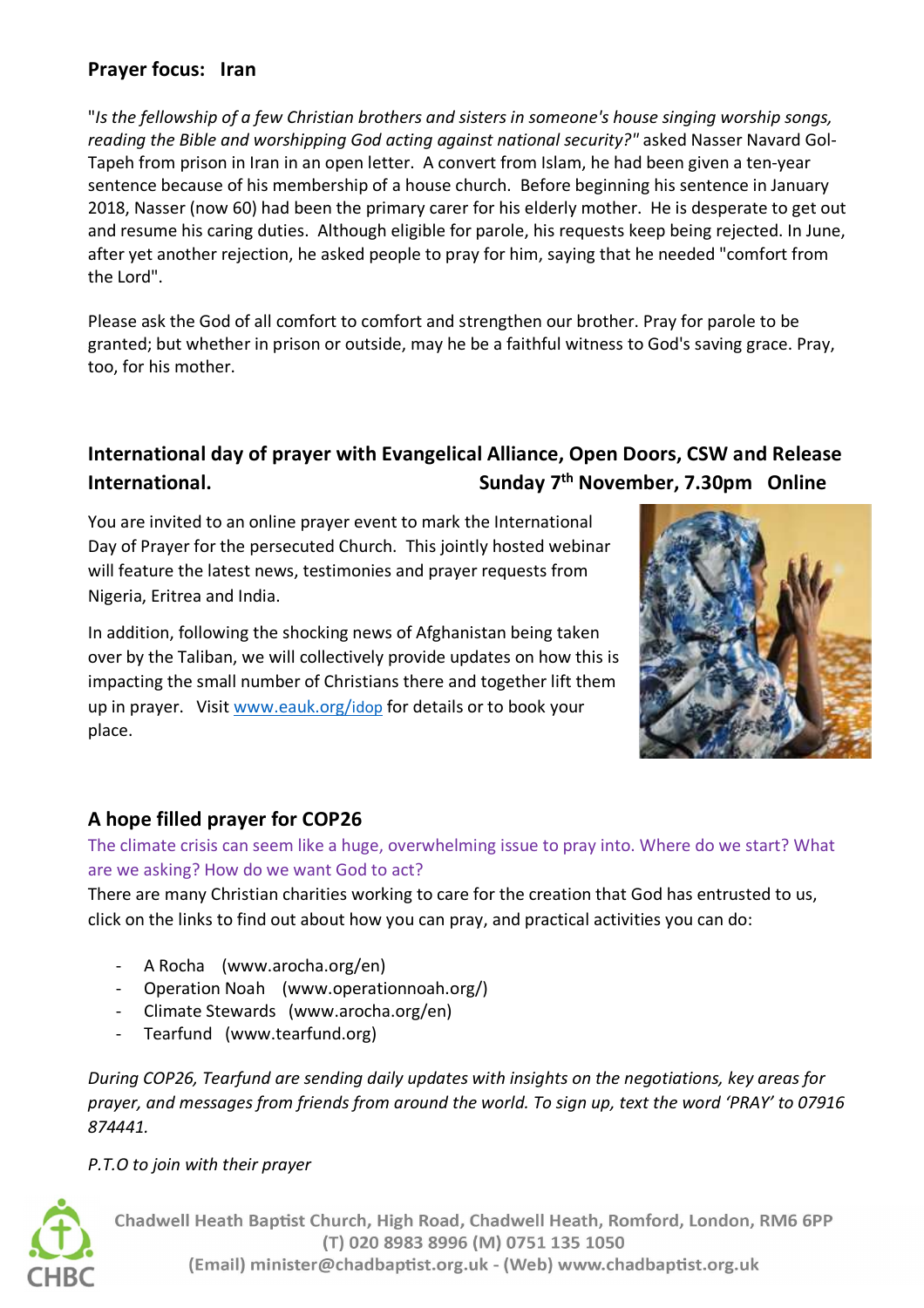## Prayer focus: Iran

"*Is the fellowship of a few Christian brothers and sisters in someone's house singing worship songs, reading the Bible and worshipping God acting against national security?"* asked Nasser Navard Gol-Tapeh from prison in Iran in an open letter. A convert from Islam, he had been given a ten-year sentence because of his membership of a house church. Before beginning his sentence in January 2018, Nasser (now 60) had been the primary carer for his elderly mother. He is desperate to get out and resume his caring duties. Although eligible for parole, his requests keep being rejected. In June, after yet another rejection, he asked people to pray for him, saying that he needed "comfort from the Lord".

Please ask the God of all comfort to comfort and strengthen our brother. Pray for parole to be granted; but whether in prison or outside, may he be a faithful witness to God's saving grace. Pray, too, for his mother.

## International day of prayer with Evangelical Alliance, Open Doors, CSW and Release International. Sunday 7th November, 7.30pm Online

You are invited to an online prayer event to mark the International Day of Prayer for the persecuted Church. This jointly hosted webinar will feature the latest news, testimonies and prayer requests from Nigeria, Eritrea and India.

In addition, following the shocking news of Afghanistan being taken over by the Taliban, we will collectively provide updates on how this is impacting the small number of Christians there and together lift them up in prayer. Visit www.eauk.org/idop for details or to book your place.

## A hope filled prayer for COP26

The climate crisis can seem like a huge, overwhelming issue to pray into. Where do we start? What are we asking? How do we want God to act?

There are many Christian charities working to care for the creation that God has entrusted to us, click on the links to find out about how you can pray, and practical activities you can do:

- A Rocha (www.arocha.org/en)
- Operation Noah (www.operationnoah.org/)
- Climate Stewards (www.arocha.org/en)
- Tearfund (www.tearfund.org)

*During COP26, Tearfund are sending daily updates with insights on the negotiations, key areas for prayer, and messages from friends from around the world. To sign up, text the word 'PRAY' to 07916 874441.*

*P.T.O to join with their prayer*

Chadwell Heath Baptist Church, High Road, Chadwell Heath, Romford, London, RM6 6PP
(T) 020 8983 8996 (M) 0751 135 1050
(Email) minister@chadbaptist.org.uk - (Web) www.chadbaptist.org.uk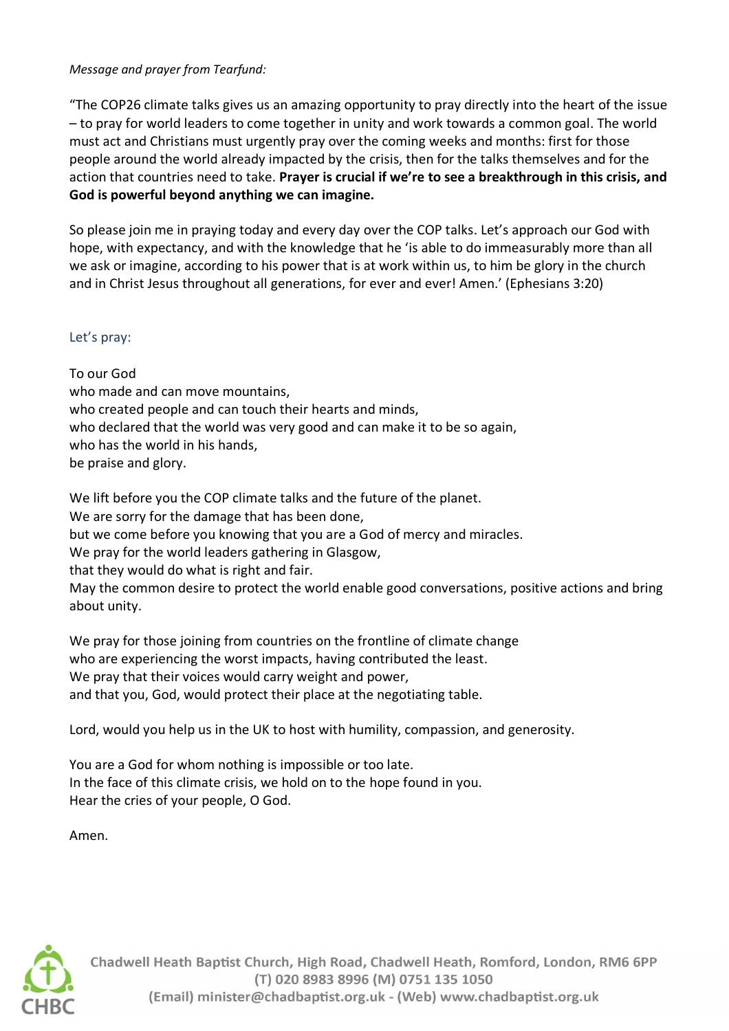*Message and prayer from Tearfund:*

"The COP26 climate talks gives us an amazing opportunity to pray directly into the heart of the issue – to pray for world leaders to come together in unity and work towards a common goal. The world must act and Christians must urgently pray over the coming weeks and months: first for those people around the world already impacted by the crisis, then for the talks themselves and for the action that countries need to take. **Prayer is crucial if we're to see a breakthrough in this crisis, and God is powerful beyond anything we can imagine.**

So please join me in praying today and every day over the COP talks. Let's approach our God with hope, with expectancy, and with the knowledge that he 'is able to do immeasurably more than all we ask or imagine, according to his power that is at work within us, to him be glory in the church and in Christ Jesus throughout all generations, for ever and ever! Amen.' (Ephesians 3:20)

Let's pray:

To our God
who made and can move mountains,
who created people and can touch their hearts and minds,
who declared that the world was very good and can make it to be so again,
who has the world in his hands,
be praise and glory.

We lift before you the COP climate talks and the future of the planet.
We are sorry for the damage that has been done,
but we come before you knowing that you are a God of mercy and miracles.
We pray for the world leaders gathering in Glasgow,
that they would do what is right and fair.
May the common desire to protect the world enable good conversations, positive actions and bring about unity.

We pray for those joining from countries on the frontline of climate change
who are experiencing the worst impacts, having contributed the least.
We pray that their voices would carry weight and power,
and that you, God, would protect their place at the negotiating table.

Lord, would you help us in the UK to host with humility, compassion, and generosity.

You are a God for whom nothing is impossible or too late.
In the face of this climate crisis, we hold on to the hope found in you.
Hear the cries of your people, O God.

Amen.